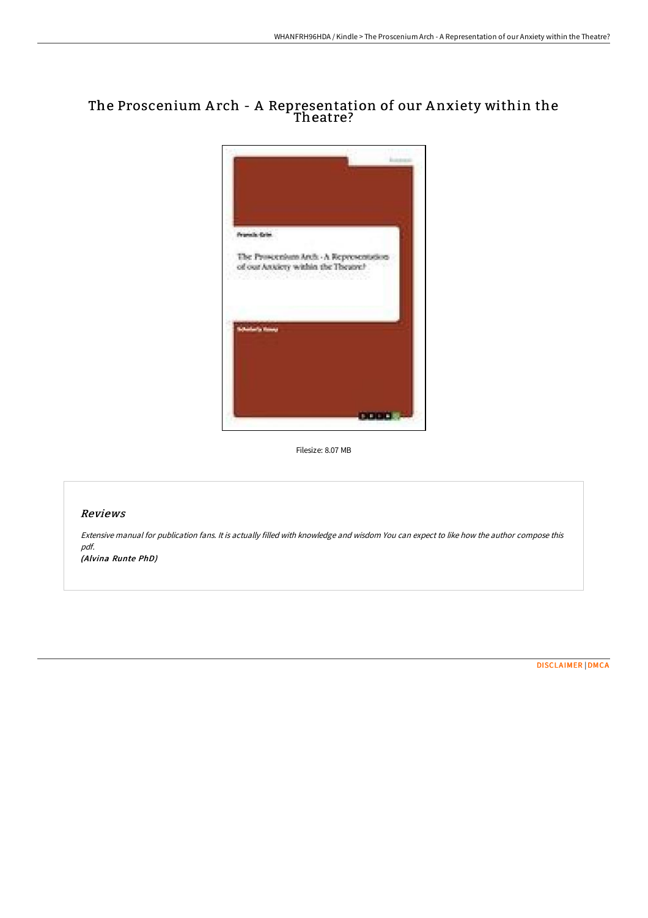# The Proscenium Arch - A Representation of our Anxiety within the Theatre?

Filesize: 8.07 MB

## *Reviews*

*Extensive manual for publication fans. It is actually filled with knowledge and wisdom You can expect to like how the author compose this pdf.*

*(Alvina Runte PhD)*

DISCLAIMER | DMCA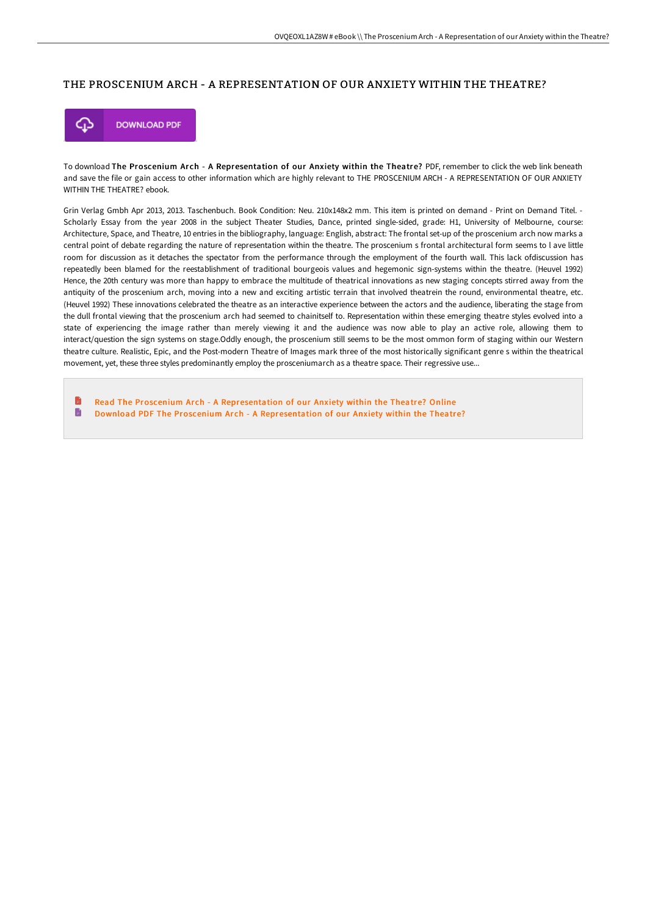# THE PROSCENIUM ARCH - A REPRESENTATION OF OUR ANXIETY WITHIN THE THEATRE?

DOWNLOAD PDF

To download **The Proscenium Arch - A Representation of our Anxiety within the Theatre?** PDF, remember to click the web link beneath and save the file or gain access to other information which are highly relevant to THE PROSCENIUM ARCH - A REPRESENTATION OF OUR ANXIETY WITHIN THE THEATRE? ebook.

Grin Verlag Gmbh Apr 2013, 2013. Taschenbuch. Book Condition: Neu. 210x148x2 mm. This item is printed on demand - Print on Demand Titel. - Scholarly Essay from the year 2008 in the subject Theater Studies, Dance, printed single-sided, grade: H1, University of Melbourne, course: Architecture, Space, and Theatre, 10 entries in the bibliography, language: English, abstract: The frontal set-up of the proscenium arch now marks a central point of debate regarding the nature of representation within the theatre. The proscenium s frontal architectural form seems to l ave little room for discussion as it detaches the spectator from the performance through the employment of the fourth wall. This lack ofdiscussion has repeatedly been blamed for the reestablishment of traditional bourgeois values and hegemonic sign-systems within the theatre. (Heuvel 1992) Hence, the 20th century was more than happy to embrace the multitude of theatrical innovations as new staging concepts stirred away from the antiquity of the proscenium arch, moving into a new and exciting artistic terrain that involved theatrein the round, environmental theatre, etc. (Heuvel 1992) These innovations celebrated the theatre as an interactive experience between the actors and the audience, liberating the stage from the dull frontal viewing that the proscenium arch had seemed to chainitself to. Representation within these emerging theatre styles evolved into a state of experiencing the image rather than merely viewing it and the audience was now able to play an active role, allowing them to interact/question the sign systems on stage.Oddly enough, the proscenium still seems to be the most ommon form of staging within our Western theatre culture. Realistic, Epic, and the Post-modern Theatre of Images mark three of the most historically significant genre s within the theatrical movement, yet, these three styles predominantly employ the prosceniumarch as a theatre space. Their regressive use...

- Read The Proscenium Arch - A Representation of our Anxiety within the Theatre? Online
- Download PDF The Proscenium Arch - A Representation of our Anxiety within the Theatre?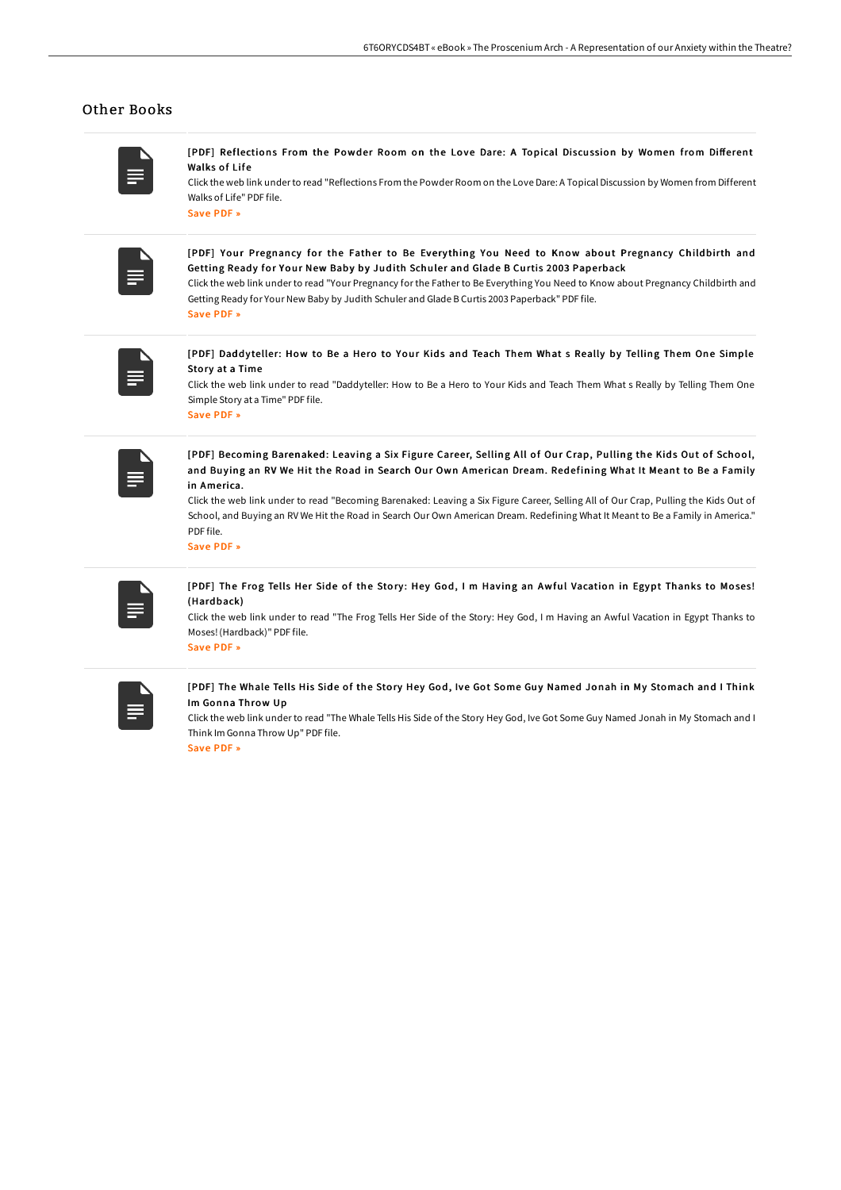## Other Books

[PDF] Reflections From the Powder Room on the Love Dare: A Topical Discussion by Women from Different Walks of Life

Click the web link under to read "Reflections From the Powder Room on the Love Dare: A Topical Discussion by Women from Different Walks of Life" PDF file.

Save PDF »

[PDF] Your Pregnancy for the Father to Be Everything You Need to Know about Pregnancy Childbirth and Getting Ready for Your New Baby by Judith Schuler and Glade B Curtis 2003 Paperback

Click the web link under to read "Your Pregnancy for the Father to Be Everything You Need to Know about Pregnancy Childbirth and Getting Ready for Your New Baby by Judith Schuler and Glade B Curtis 2003 Paperback" PDF file.

Save PDF »

[PDF] Daddyteller: How to Be a Hero to Your Kids and Teach Them What s Really by Telling Them One Simple Story at a Time

Click the web link under to read "Daddyteller: How to Be a Hero to Your Kids and Teach Them What s Really by Telling Them One Simple Story at a Time" PDF file.

Save PDF »

[PDF] Becoming Barenaked: Leaving a Six Figure Career, Selling All of Our Crap, Pulling the Kids Out of School, and Buying an RV We Hit the Road in Search Our Own American Dream. Redefining What It Meant to Be a Family in America.

Click the web link under to read "Becoming Barenaked: Leaving a Six Figure Career, Selling All of Our Crap, Pulling the Kids Out of School, and Buying an RV We Hit the Road in Search Our Own American Dream. Redefining What It Meant to Be a Family in America." PDF file.

Save PDF »

[PDF] The Frog Tells Her Side of the Story: Hey God, I m Having an Awful Vacation in Egypt Thanks to Moses! (Hardback)

Click the web link under to read "The Frog Tells Her Side of the Story: Hey God, I m Having an Awful Vacation in Egypt Thanks to Moses! (Hardback)" PDF file.

Save PDF »

[PDF] The Whale Tells His Side of the Story Hey God, Ive Got Some Guy Named Jonah in My Stomach and I Think Im Gonna Throw Up

Click the web link under to read "The Whale Tells His Side of the Story Hey God, Ive Got Some Guy Named Jonah in My Stomach and I Think Im Gonna Throw Up" PDF file.

Save PDF »